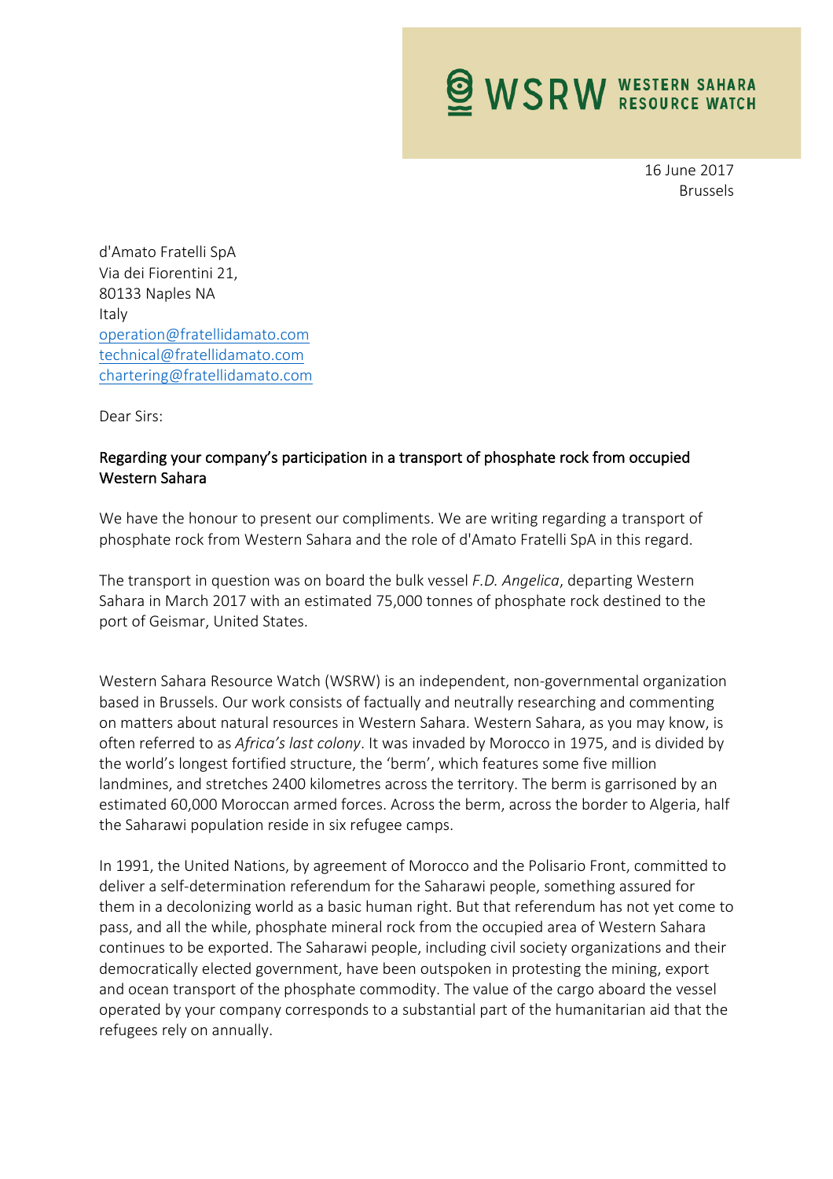**WSRW WESTERN SAHARA RESOURCE WATCH**

16 June 2017
Brussels

d'Amato Fratelli SpA
Via dei Fiorentini 21,
80133 Naples NA
Italy
operation@fratellidamato.com
technical@fratellidamato.com
chartering@fratellidamato.com

Dear Sirs:

Regarding your company's participation in a transport of phosphate rock from occupied Western Sahara

We have the honour to present our compliments. We are writing regarding a transport of phosphate rock from Western Sahara and the role of d'Amato Fratelli SpA in this regard.

The transport in question was on board the bulk vessel *F.D. Angelica*, departing Western Sahara in March 2017 with an estimated 75,000 tonnes of phosphate rock destined to the port of Geismar, United States.

Western Sahara Resource Watch (WSRW) is an independent, non-governmental organization based in Brussels. Our work consists of factually and neutrally researching and commenting on matters about natural resources in Western Sahara. Western Sahara, as you may know, is often referred to as *Africa's last colony*. It was invaded by Morocco in 1975, and is divided by the world's longest fortified structure, the 'berm', which features some five million landmines, and stretches 2400 kilometres across the territory. The berm is garrisoned by an estimated 60,000 Moroccan armed forces. Across the berm, across the border to Algeria, half the Saharawi population reside in six refugee camps.

In 1991, the United Nations, by agreement of Morocco and the Polisario Front, committed to deliver a self-determination referendum for the Saharawi people, something assured for them in a decolonizing world as a basic human right. But that referendum has not yet come to pass, and all the while, phosphate mineral rock from the occupied area of Western Sahara continues to be exported. The Saharawi people, including civil society organizations and their democratically elected government, have been outspoken in protesting the mining, export and ocean transport of the phosphate commodity. The value of the cargo aboard the vessel operated by your company corresponds to a substantial part of the humanitarian aid that the refugees rely on annually.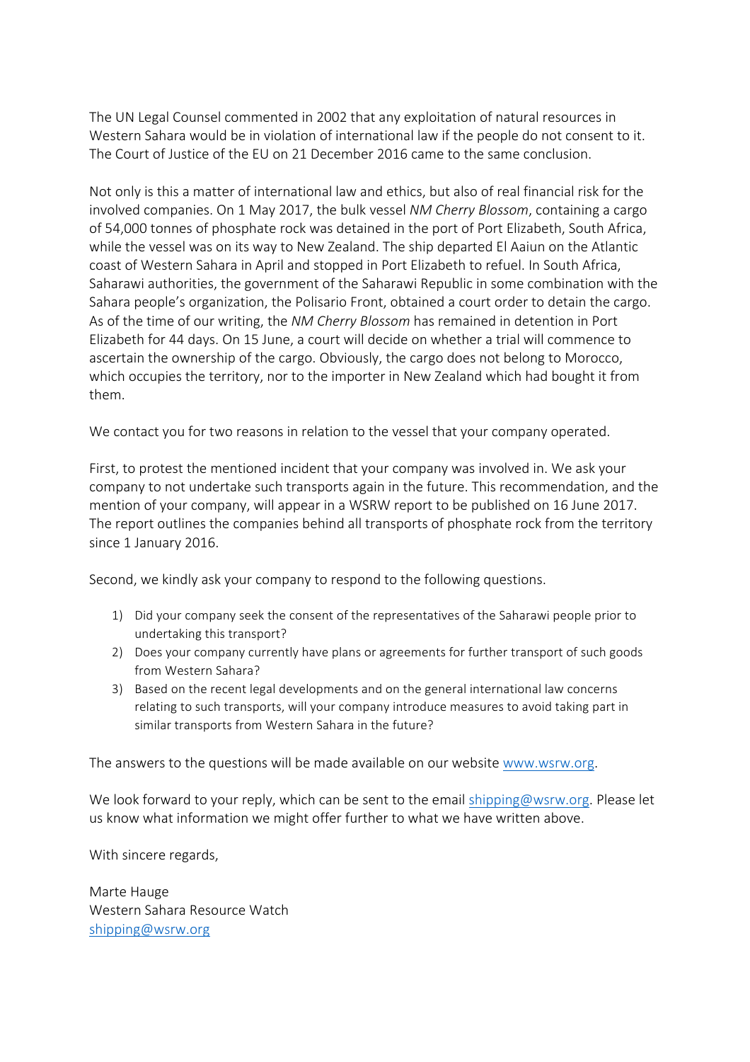The UN Legal Counsel commented in 2002 that any exploitation of natural resources in Western Sahara would be in violation of international law if the people do not consent to it. The Court of Justice of the EU on 21 December 2016 came to the same conclusion.

Not only is this a matter of international law and ethics, but also of real financial risk for the involved companies. On 1 May 2017, the bulk vessel *NM Cherry Blossom*, containing a cargo of 54,000 tonnes of phosphate rock was detained in the port of Port Elizabeth, South Africa, while the vessel was on its way to New Zealand. The ship departed El Aaiun on the Atlantic coast of Western Sahara in April and stopped in Port Elizabeth to refuel. In South Africa, Saharawi authorities, the government of the Saharawi Republic in some combination with the Sahara people's organization, the Polisario Front, obtained a court order to detain the cargo. As of the time of our writing, the *NM Cherry Blossom* has remained in detention in Port Elizabeth for 44 days. On 15 June, a court will decide on whether a trial will commence to ascertain the ownership of the cargo. Obviously, the cargo does not belong to Morocco, which occupies the territory, nor to the importer in New Zealand which had bought it from them.

We contact you for two reasons in relation to the vessel that your company operated.

First, to protest the mentioned incident that your company was involved in. We ask your company to not undertake such transports again in the future. This recommendation, and the mention of your company, will appear in a WSRW report to be published on 16 June 2017. The report outlines the companies behind all transports of phosphate rock from the territory since 1 January 2016.

Second, we kindly ask your company to respond to the following questions.

1) Did your company seek the consent of the representatives of the Saharawi people prior to undertaking this transport?
2) Does your company currently have plans or agreements for further transport of such goods from Western Sahara?
3) Based on the recent legal developments and on the general international law concerns relating to such transports, will your company introduce measures to avoid taking part in similar transports from Western Sahara in the future?

The answers to the questions will be made available on our website [www.wsrw.org](http://www.wsrw.org).

We look forward to your reply, which can be sent to the email [shipping@wsrw.org](mailto:shipping@wsrw.org). Please let us know what information we might offer further to what we have written above.

With sincere regards,

Marte Hauge
Western Sahara Resource Watch
[shipping@wsrw.org](mailto:shipping@wsrw.org)